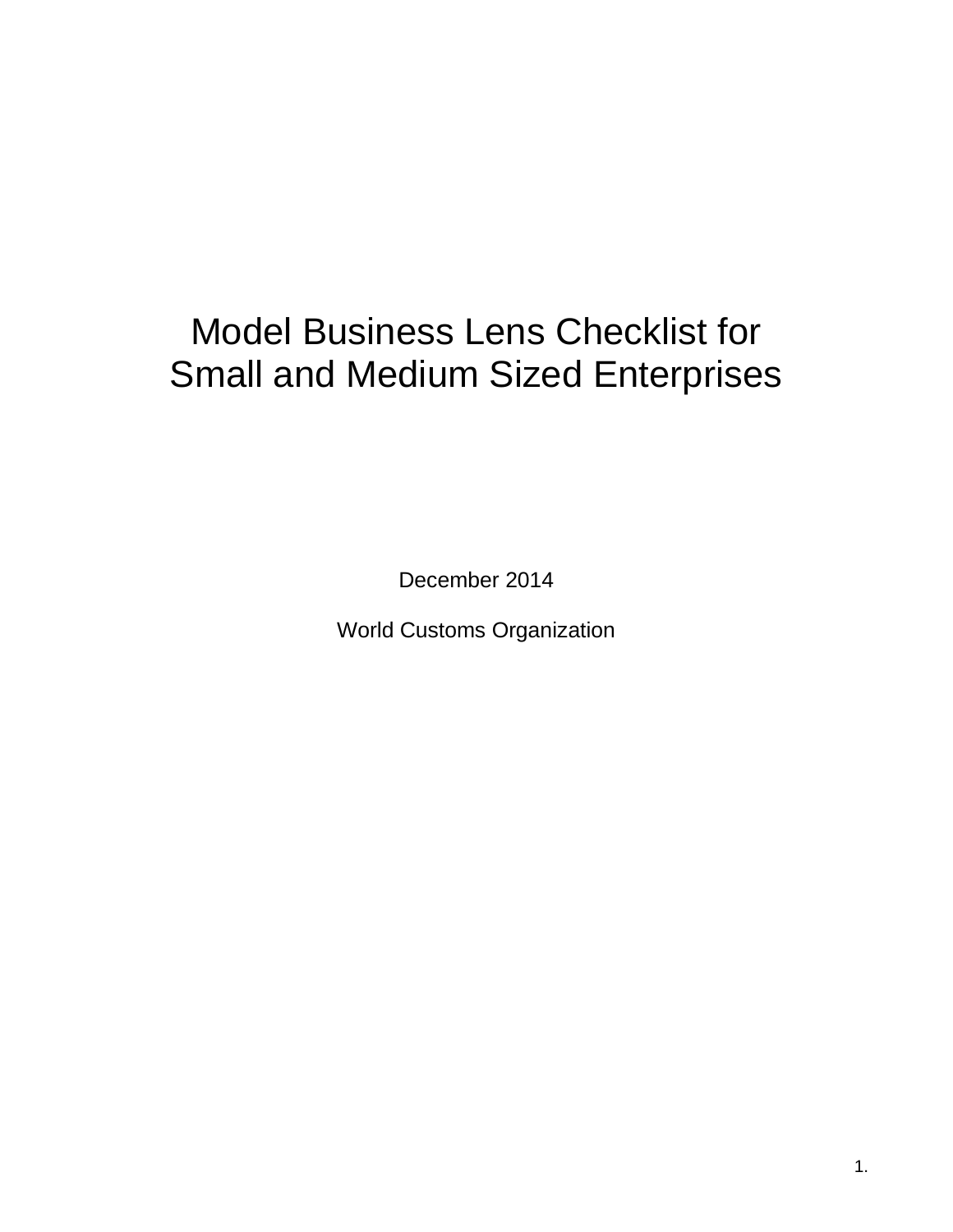# Model Business Lens Checklist for Small and Medium Sized Enterprises

December 2014

World Customs Organization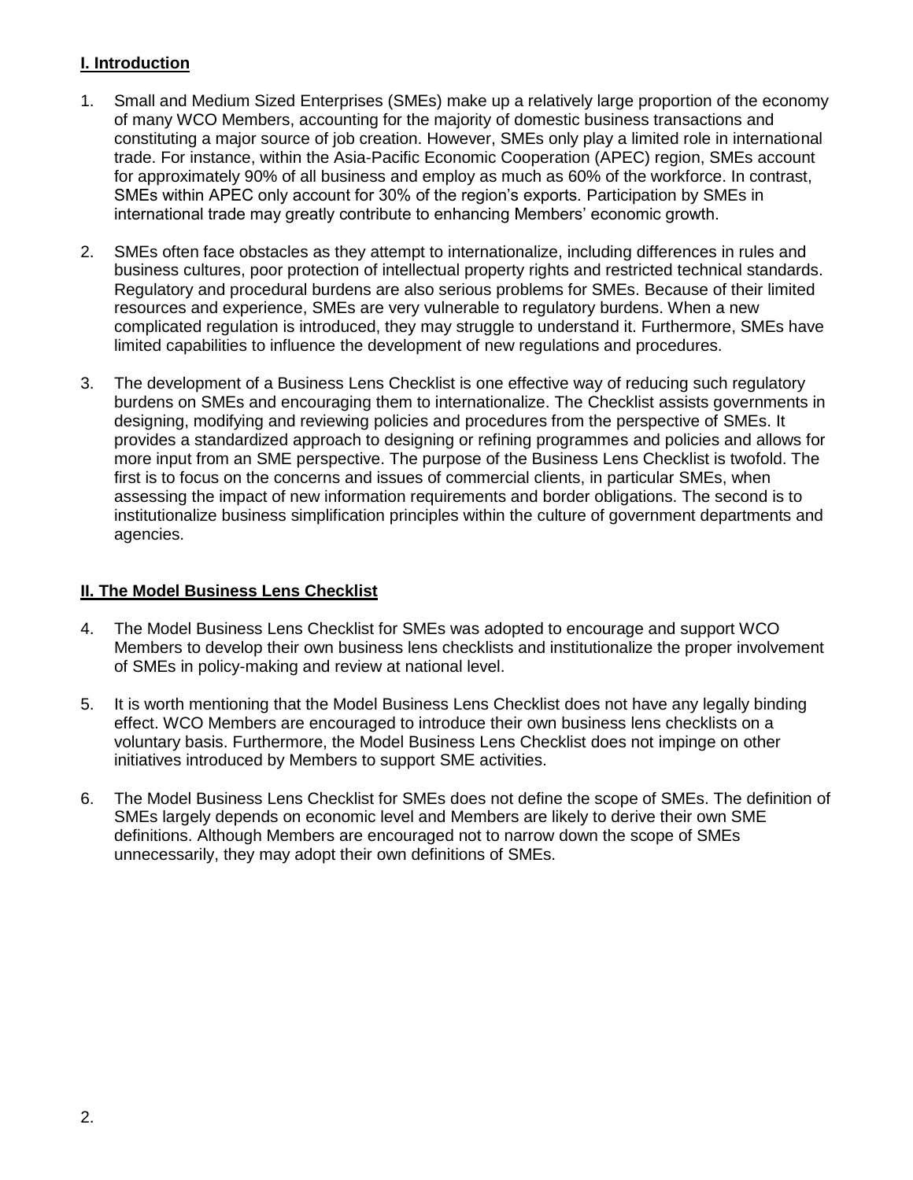## I. Introduction

1. Small and Medium Sized Enterprises (SMEs) make up a relatively large proportion of the economy of many WCO Members, accounting for the majority of domestic business transactions and constituting a major source of job creation. However, SMEs only play a limited role in international trade. For instance, within the Asia-Pacific Economic Cooperation (APEC) region, SMEs account for approximately 90% of all business and employ as much as 60% of the workforce. In contrast, SMEs within APEC only account for 30% of the region's exports. Participation by SMEs in international trade may greatly contribute to enhancing Members' economic growth.

2. SMEs often face obstacles as they attempt to internationalize, including differences in rules and business cultures, poor protection of intellectual property rights and restricted technical standards. Regulatory and procedural burdens are also serious problems for SMEs. Because of their limited resources and experience, SMEs are very vulnerable to regulatory burdens. When a new complicated regulation is introduced, they may struggle to understand it. Furthermore, SMEs have limited capabilities to influence the development of new regulations and procedures.

3. The development of a Business Lens Checklist is one effective way of reducing such regulatory burdens on SMEs and encouraging them to internationalize. The Checklist assists governments in designing, modifying and reviewing policies and procedures from the perspective of SMEs. It provides a standardized approach to designing or refining programmes and policies and allows for more input from an SME perspective. The purpose of the Business Lens Checklist is twofold. The first is to focus on the concerns and issues of commercial clients, in particular SMEs, when assessing the impact of new information requirements and border obligations. The second is to institutionalize business simplification principles within the culture of government departments and agencies.

## II. The Model Business Lens Checklist

4. The Model Business Lens Checklist for SMEs was adopted to encourage and support WCO Members to develop their own business lens checklists and institutionalize the proper involvement of SMEs in policy-making and review at national level.

5. It is worth mentioning that the Model Business Lens Checklist does not have any legally binding effect. WCO Members are encouraged to introduce their own business lens checklists on a voluntary basis. Furthermore, the Model Business Lens Checklist does not impinge on other initiatives introduced by Members to support SME activities.

6. The Model Business Lens Checklist for SMEs does not define the scope of SMEs. The definition of SMEs largely depends on economic level and Members are likely to derive their own SME definitions. Although Members are encouraged not to narrow down the scope of SMEs unnecessarily, they may adopt their own definitions of SMEs.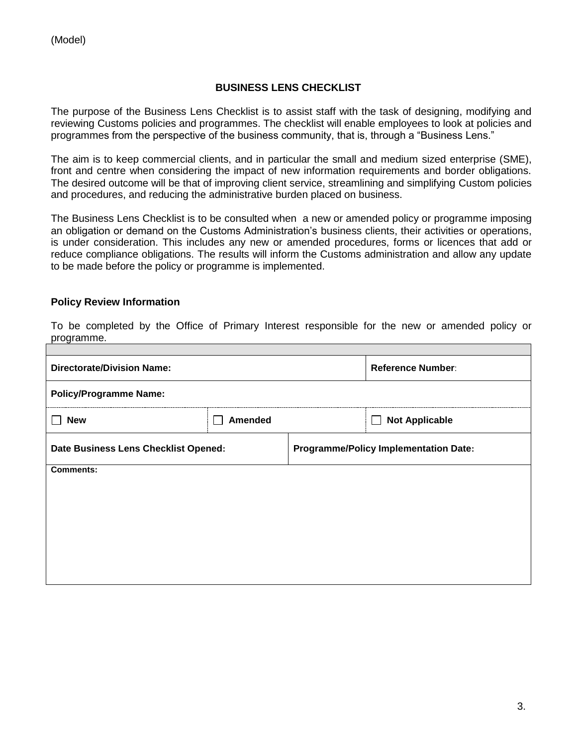(Model)

# BUSINESS LENS CHECKLIST

The purpose of the Business Lens Checklist is to assist staff with the task of designing, modifying and reviewing Customs policies and programmes. The checklist will enable employees to look at policies and programmes from the perspective of the business community, that is, through a "Business Lens."

The aim is to keep commercial clients, and in particular the small and medium sized enterprise (SME), front and centre when considering the impact of new information requirements and border obligations. The desired outcome will be that of improving client service, streamlining and simplifying Custom policies and procedures, and reducing the administrative burden placed on business.

The Business Lens Checklist is to be consulted when a new or amended policy or programme imposing an obligation or demand on the Customs Administration's business clients, their activities or operations, is under consideration. This includes any new or amended procedures, forms or licences that add or reduce compliance obligations. The results will inform the Customs administration and allow any update to be made before the policy or programme is implemented.

## Policy Review Information

To be completed by the Office of Primary Interest responsible for the new or amended policy or programme.

| | | | |
|---|---|---|---|
| **Directorate/Division Name:** | | | **Reference Number:** |
| **Policy/Programme Name:** | | | |
| ☐ **New** | ☐ **Amended** | | ☐ **Not Applicable** |
| **Date Business Lens Checklist Opened:** | | **Programme/Policy Implementation Date:** | |
| **Comments:** | | | |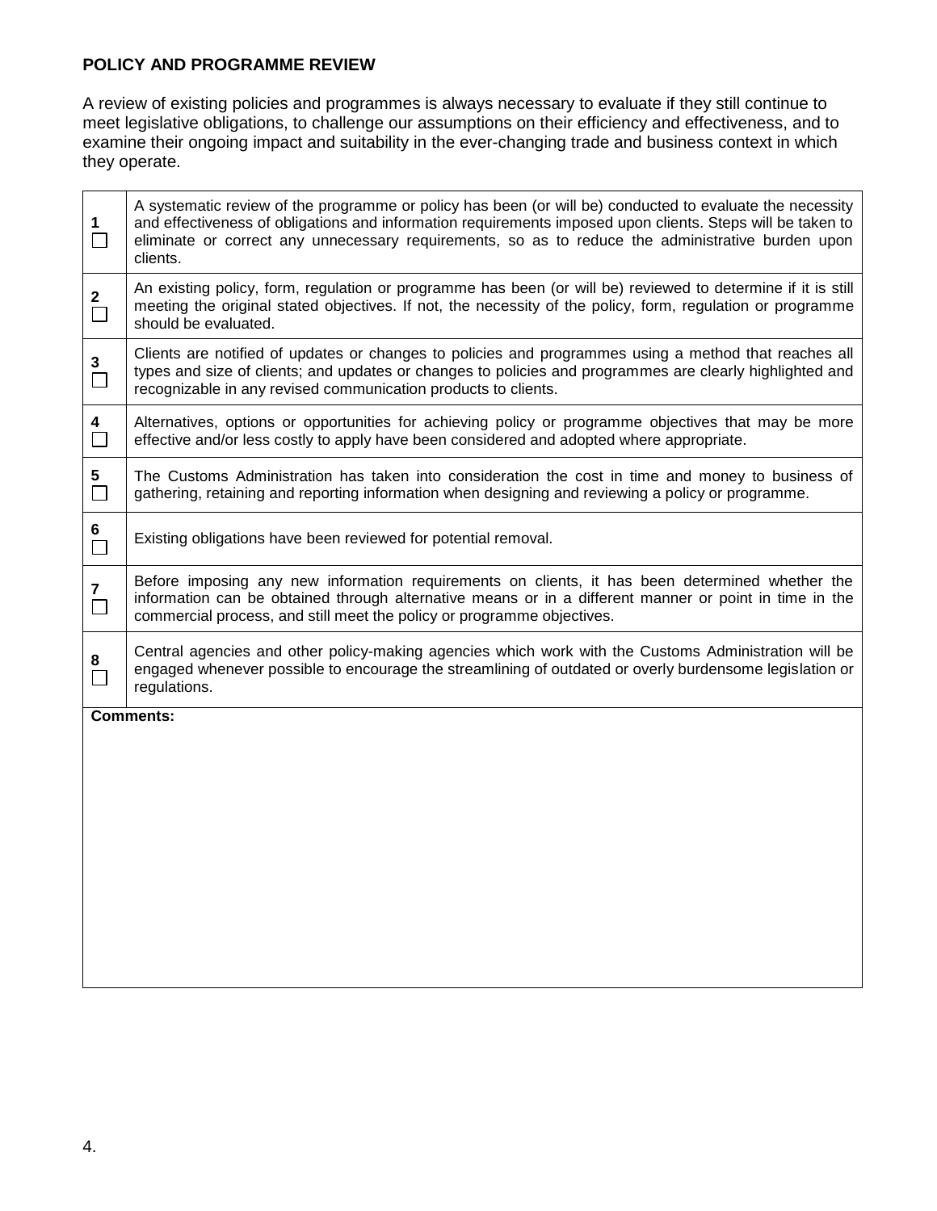**POLICY AND PROGRAMME REVIEW**

A review of existing policies and programmes is always necessary to evaluate if they still continue to meet legislative obligations, to challenge our assumptions on their efficiency and effectiveness, and to examine their ongoing impact and suitability in the ever-changing trade and business context in which they operate.

| | |
|---|---|
| **1** ☐ | A systematic review of the programme or policy has been (or will be) conducted to evaluate the necessity and effectiveness of obligations and information requirements imposed upon clients. Steps will be taken to eliminate or correct any unnecessary requirements, so as to reduce the administrative burden upon clients. |
| **2** ☐ | An existing policy, form, regulation or programme has been (or will be) reviewed to determine if it is still meeting the original stated objectives. If not, the necessity of the policy, form, regulation or programme should be evaluated. |
| **3** ☐ | Clients are notified of updates or changes to policies and programmes using a method that reaches all types and size of clients; and updates or changes to policies and programmes are clearly highlighted and recognizable in any revised communication products to clients. |
| **4** ☐ | Alternatives, options or opportunities for achieving policy or programme objectives that may be more effective and/or less costly to apply have been considered and adopted where appropriate. |
| **5** ☐ | The Customs Administration has taken into consideration the cost in time and money to business of gathering, retaining and reporting information when designing and reviewing a policy or programme. |
| **6** ☐ | Existing obligations have been reviewed for potential removal. |
| **7** ☐ | Before imposing any new information requirements on clients, it has been determined whether the information can be obtained through alternative means or in a different manner or point in time in the commercial process, and still meet the policy or programme objectives. |
| **8** ☐ | Central agencies and other policy-making agencies which work with the Customs Administration will be engaged whenever possible to encourage the streamlining of outdated or overly burdensome legislation or regulations. |

**Comments:**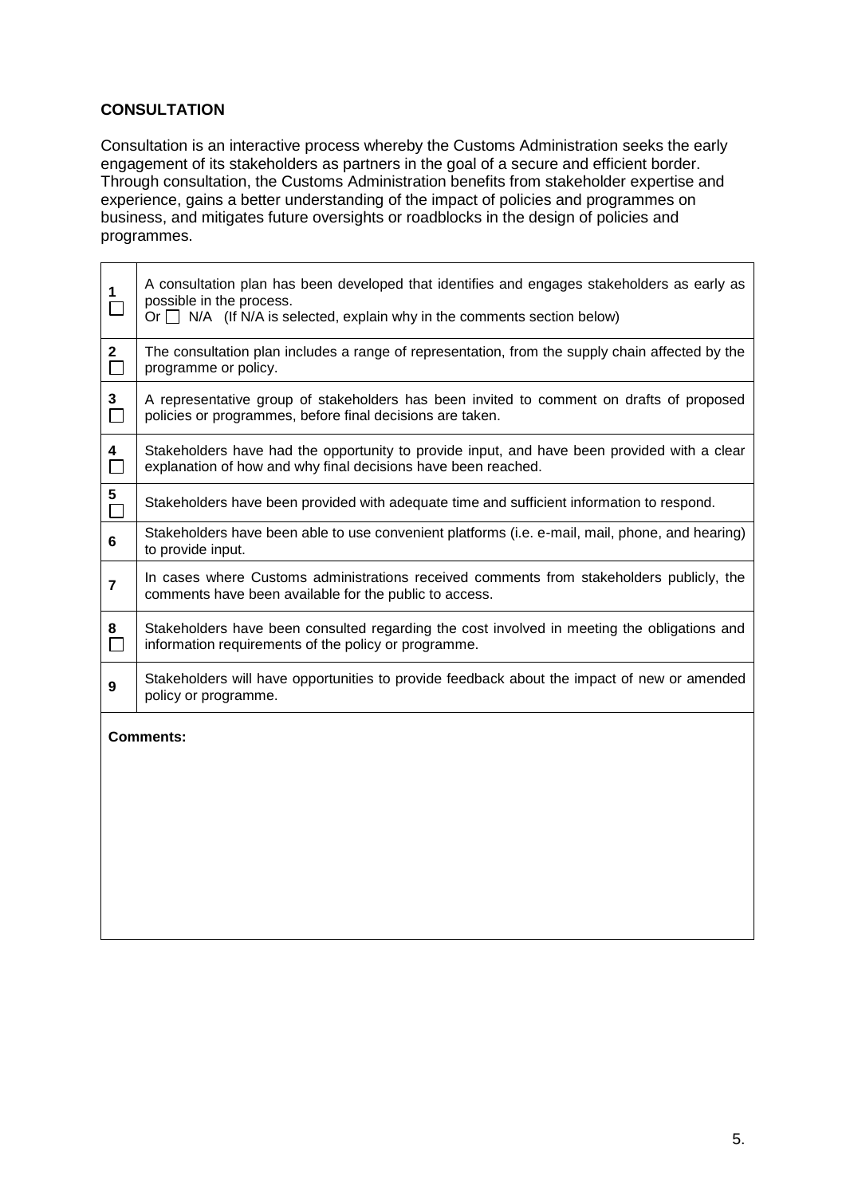## CONSULTATION

Consultation is an interactive process whereby the Customs Administration seeks the early engagement of its stakeholders as partners in the goal of a secure and efficient border. Through consultation, the Customs Administration benefits from stakeholder expertise and experience, gains a better understanding of the impact of policies and programmes on business, and mitigates future oversights or roadblocks in the design of policies and programmes.

| | |
|---|---|
| **1** ☐ | A consultation plan has been developed that identifies and engages stakeholders as early as possible in the process.<br>Or ☐ N/A (If N/A is selected, explain why in the comments section below) |
| **2** ☐ | The consultation plan includes a range of representation, from the supply chain affected by the programme or policy. |
| **3** ☐ | A representative group of stakeholders has been invited to comment on drafts of proposed policies or programmes, before final decisions are taken. |
| **4** ☐ | Stakeholders have had the opportunity to provide input, and have been provided with a clear explanation of how and why final decisions have been reached. |
| **5** ☐ | Stakeholders have been provided with adequate time and sufficient information to respond. |
| **6** | Stakeholders have been able to use convenient platforms (i.e. e-mail, mail, phone, and hearing) to provide input. |
| **7** | In cases where Customs administrations received comments from stakeholders publicly, the comments have been available for the public to access. |
| **8** ☐ | Stakeholders have been consulted regarding the cost involved in meeting the obligations and information requirements of the policy or programme. |
| **9** | Stakeholders will have opportunities to provide feedback about the impact of new or amended policy or programme. |

**Comments:**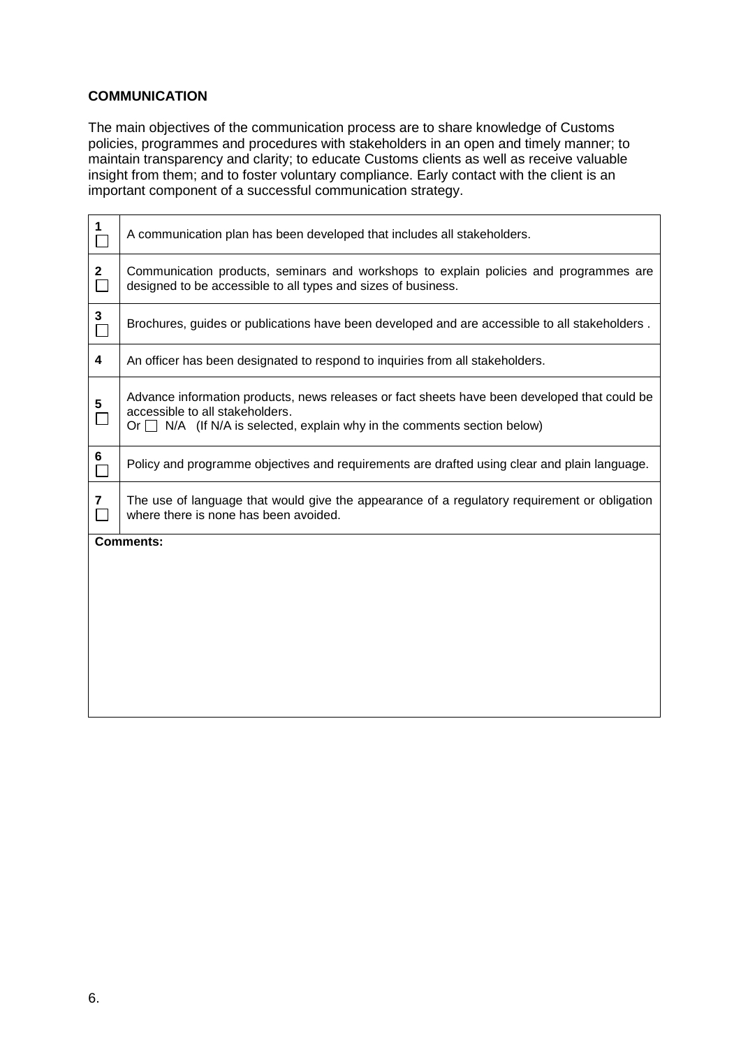**COMMUNICATION**

The main objectives of the communication process are to share knowledge of Customs policies, programmes and procedures with stakeholders in an open and timely manner; to maintain transparency and clarity; to educate Customs clients as well as receive valuable insight from them; and to foster voluntary compliance. Early contact with the client is an important component of a successful communication strategy.

| | |
|---|---|
| **1** ☐ | A communication plan has been developed that includes all stakeholders. |
| **2** ☐ | Communication products, seminars and workshops to explain policies and programmes are designed to be accessible to all types and sizes of business. |
| **3** ☐ | Brochures, guides or publications have been developed and are accessible to all stakeholders . |
| **4** | An officer has been designated to respond to inquiries from all stakeholders. |
| **5** ☐ | Advance information products, news releases or fact sheets have been developed that could be accessible to all stakeholders.<br>Or ☐ N/A (If N/A is selected, explain why in the comments section below) |
| **6** ☐ | Policy and programme objectives and requirements are drafted using clear and plain language. |
| **7** ☐ | The use of language that would give the appearance of a regulatory requirement or obligation where there is none has been avoided. |
| **Comments:** | |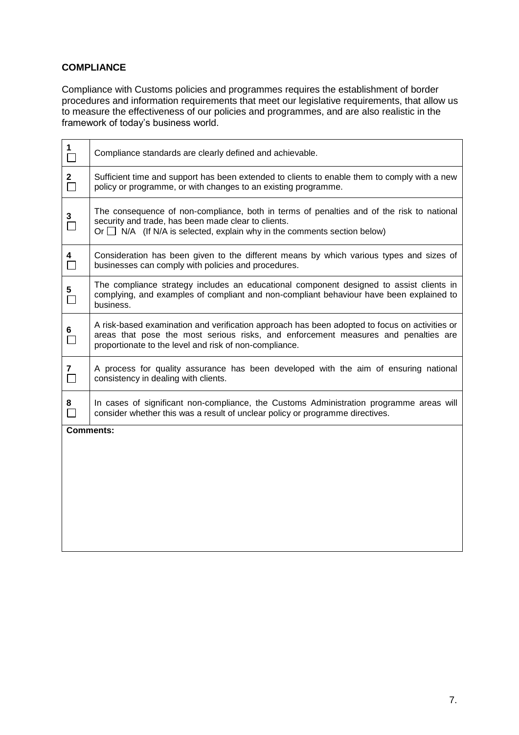**COMPLIANCE**

Compliance with Customs policies and programmes requires the establishment of border procedures and information requirements that meet our legislative requirements, that allow us to measure the effectiveness of our policies and programmes, and are also realistic in the framework of today's business world.

| | |
|---|---|
| **1** ☐ | Compliance standards are clearly defined and achievable. |
| **2** ☐ | Sufficient time and support has been extended to clients to enable them to comply with a new policy or programme, or with changes to an existing programme. |
| **3** ☐ | The consequence of non-compliance, both in terms of penalties and of the risk to national security and trade, has been made clear to clients.<br>Or ☐ N/A (If N/A is selected, explain why in the comments section below) |
| **4** ☐ | Consideration has been given to the different means by which various types and sizes of businesses can comply with policies and procedures. |
| **5** ☐ | The compliance strategy includes an educational component designed to assist clients in complying, and examples of compliant and non-compliant behaviour have been explained to business. |
| **6** ☐ | A risk-based examination and verification approach has been adopted to focus on activities or areas that pose the most serious risks, and enforcement measures and penalties are proportionate to the level and risk of non-compliance. |
| **7** ☐ | A process for quality assurance has been developed with the aim of ensuring national consistency in dealing with clients. |
| **8** ☐ | In cases of significant non-compliance, the Customs Administration programme areas will consider whether this was a result of unclear policy or programme directives. |
| **Comments:** | |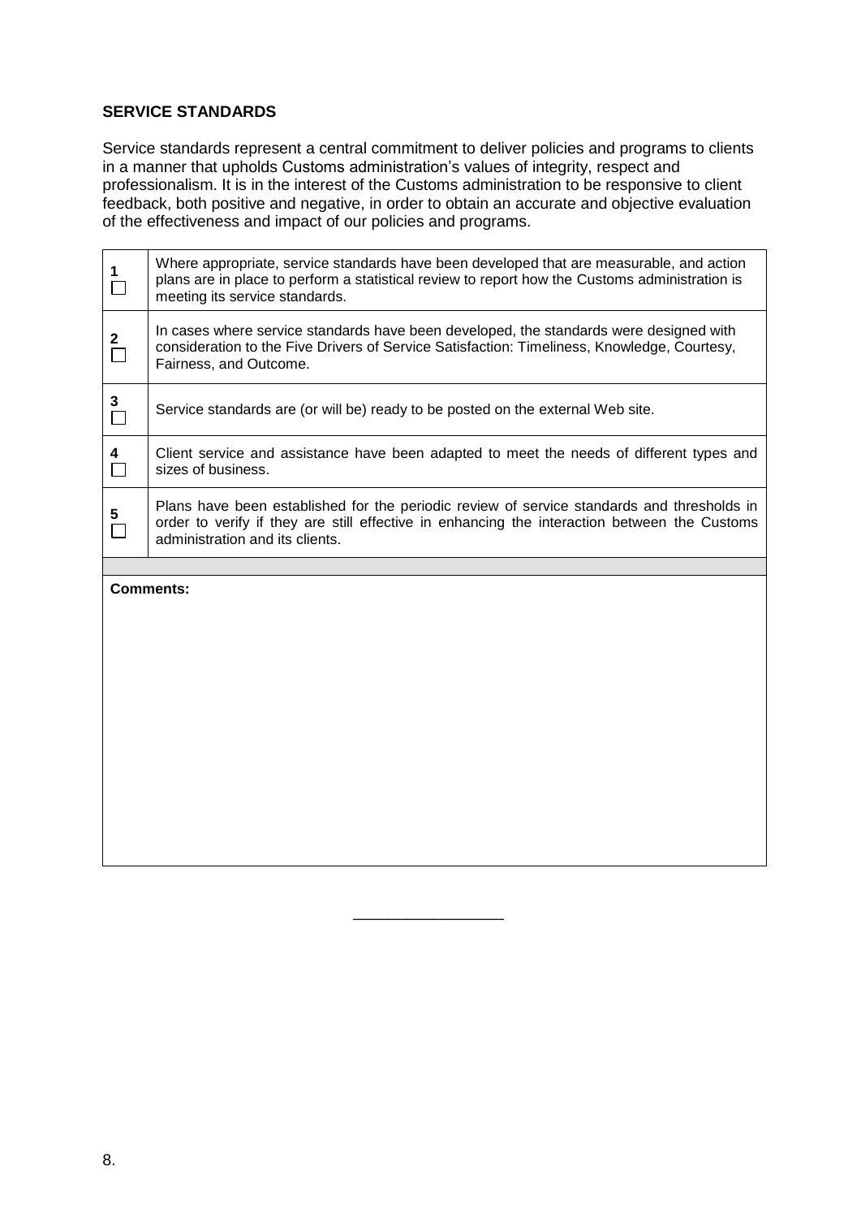## SERVICE STANDARDS

Service standards represent a central commitment to deliver policies and programs to clients in a manner that upholds Customs administration's values of integrity, respect and professionalism. It is in the interest of the Customs administration to be responsive to client feedback, both positive and negative, in order to obtain an accurate and objective evaluation of the effectiveness and impact of our policies and programs.

| | |
|---|---|
| 1 ☐ | Where appropriate, service standards have been developed that are measurable, and action plans are in place to perform a statistical review to report how the Customs administration is meeting its service standards. |
| 2 ☐ | In cases where service standards have been developed, the standards were designed with consideration to the Five Drivers of Service Satisfaction: Timeliness, Knowledge, Courtesy, Fairness, and Outcome. |
| 3 ☐ | Service standards are (or will be) ready to be posted on the external Web site. |
| 4 ☐ | Client service and assistance have been adapted to meet the needs of different types and sizes of business. |
| 5 ☐ | Plans have been established for the periodic review of service standards and thresholds in order to verify if they are still effective in enhancing the interaction between the Customs administration and its clients. |

**Comments:**

\_\_\_\_\_\_\_\_\_\_\_\_\_\_\_\_\_